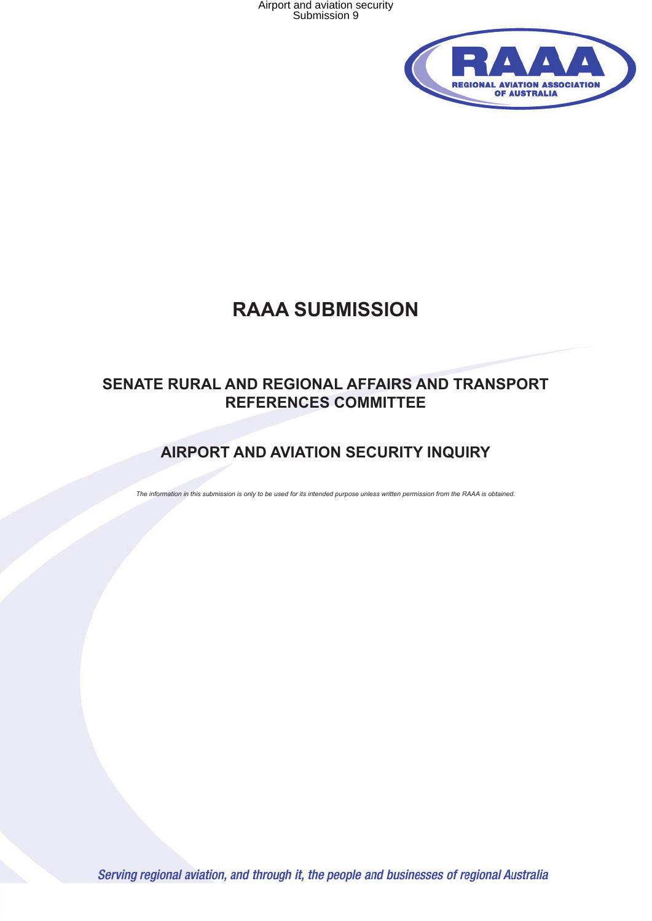Airport and aviation security
Submission 9

# RAAA SUBMISSION

## SENATE RURAL AND REGIONAL AFFAIRS AND TRANSPORT REFERENCES COMMITTEE

## AIRPORT AND AVIATION SECURITY INQUIRY

*The information in this submission is only to be used for its intended purpose unless written permission from the RAAA is obtained.*

*Serving regional aviation, and through it, the people and businesses of regional Australia*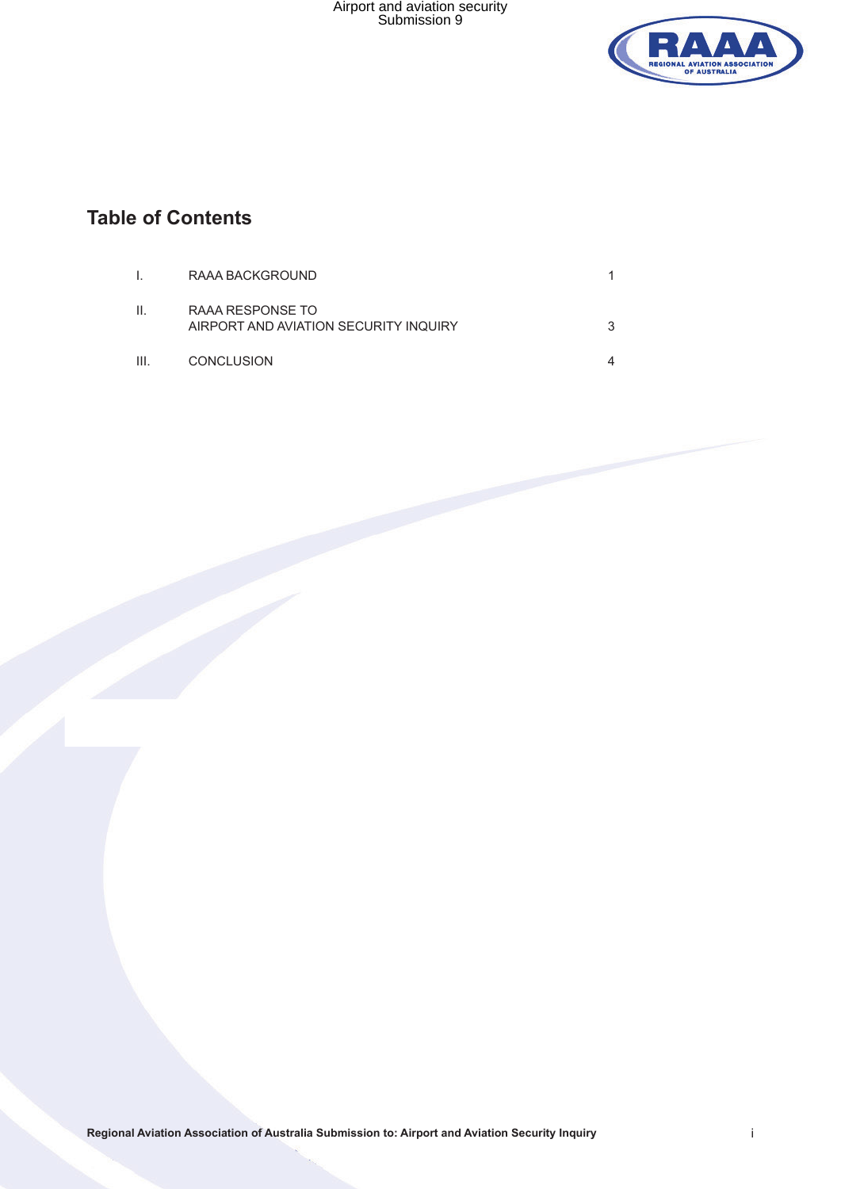## Table of Contents

| | | |
|---|---|---|
| I. | RAAA BACKGROUND | 1 |
| II. | RAAA RESPONSE TO AIRPORT AND AVIATION SECURITY INQUIRY | 3 |
| III. | CONCLUSION | 4 |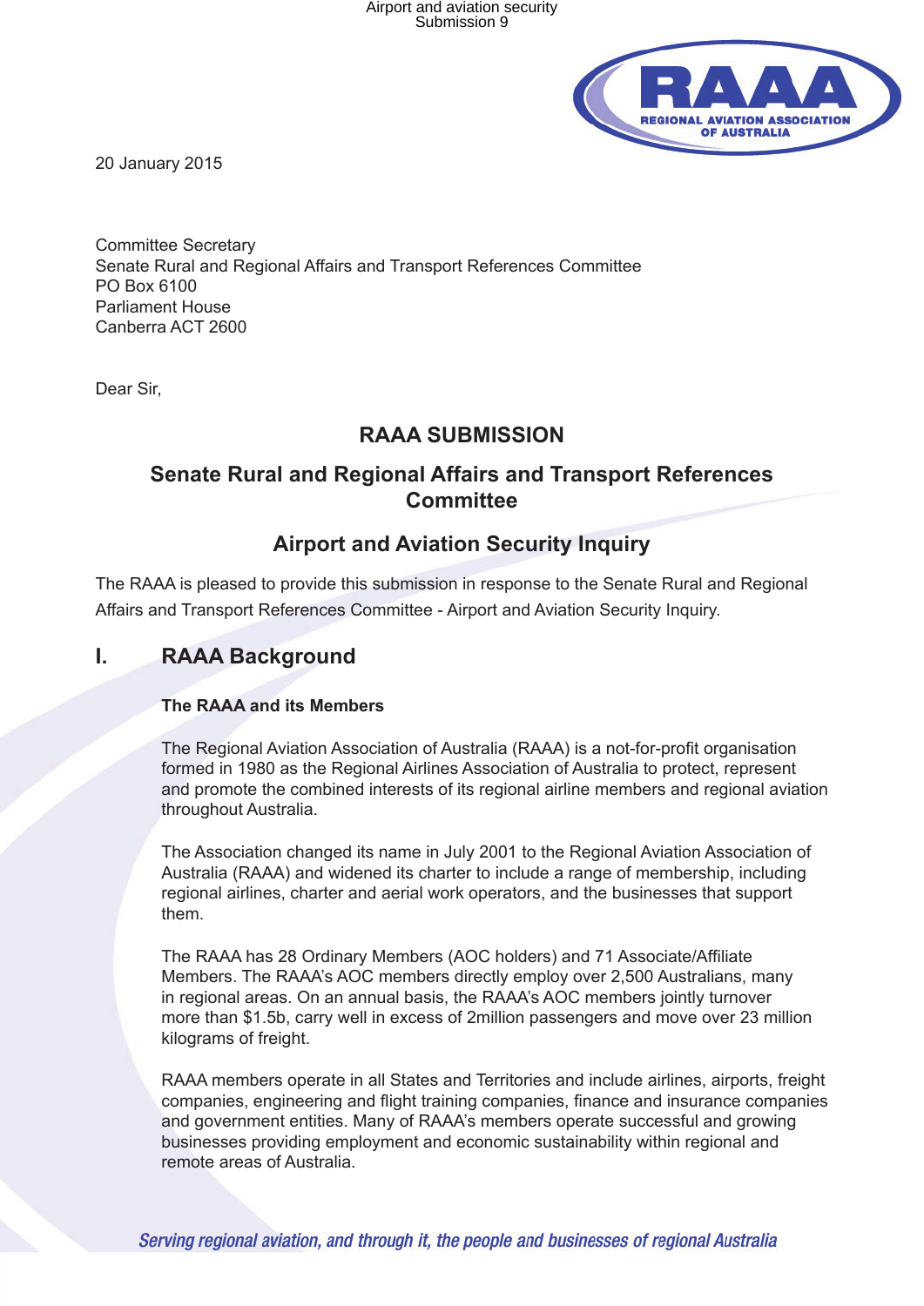20 January 2015

Committee Secretary
Senate Rural and Regional Affairs and Transport References Committee
PO Box 6100
Parliament House
Canberra ACT 2600

Dear Sir,

## RAAA SUBMISSION

## Senate Rural and Regional Affairs and Transport References Committee

## Airport and Aviation Security Inquiry

The RAAA is pleased to provide this submission in response to the Senate Rural and Regional Affairs and Transport References Committee - Airport and Aviation Security Inquiry.

## I. RAAA Background

### The RAAA and its Members

The Regional Aviation Association of Australia (RAAA) is a not-for-profit organisation formed in 1980 as the Regional Airlines Association of Australia to protect, represent and promote the combined interests of its regional airline members and regional aviation throughout Australia.

The Association changed its name in July 2001 to the Regional Aviation Association of Australia (RAAA) and widened its charter to include a range of membership, including regional airlines, charter and aerial work operators, and the businesses that support them.

The RAAA has 28 Ordinary Members (AOC holders) and 71 Associate/Affiliate Members. The RAAA's AOC members directly employ over 2,500 Australians, many in regional areas. On an annual basis, the RAAA's AOC members jointly turnover more than $1.5b, carry well in excess of 2million passengers and move over 23 million kilograms of freight.

RAAA members operate in all States and Territories and include airlines, airports, freight companies, engineering and flight training companies, finance and insurance companies and government entities. Many of RAAA's members operate successful and growing businesses providing employment and economic sustainability within regional and remote areas of Australia.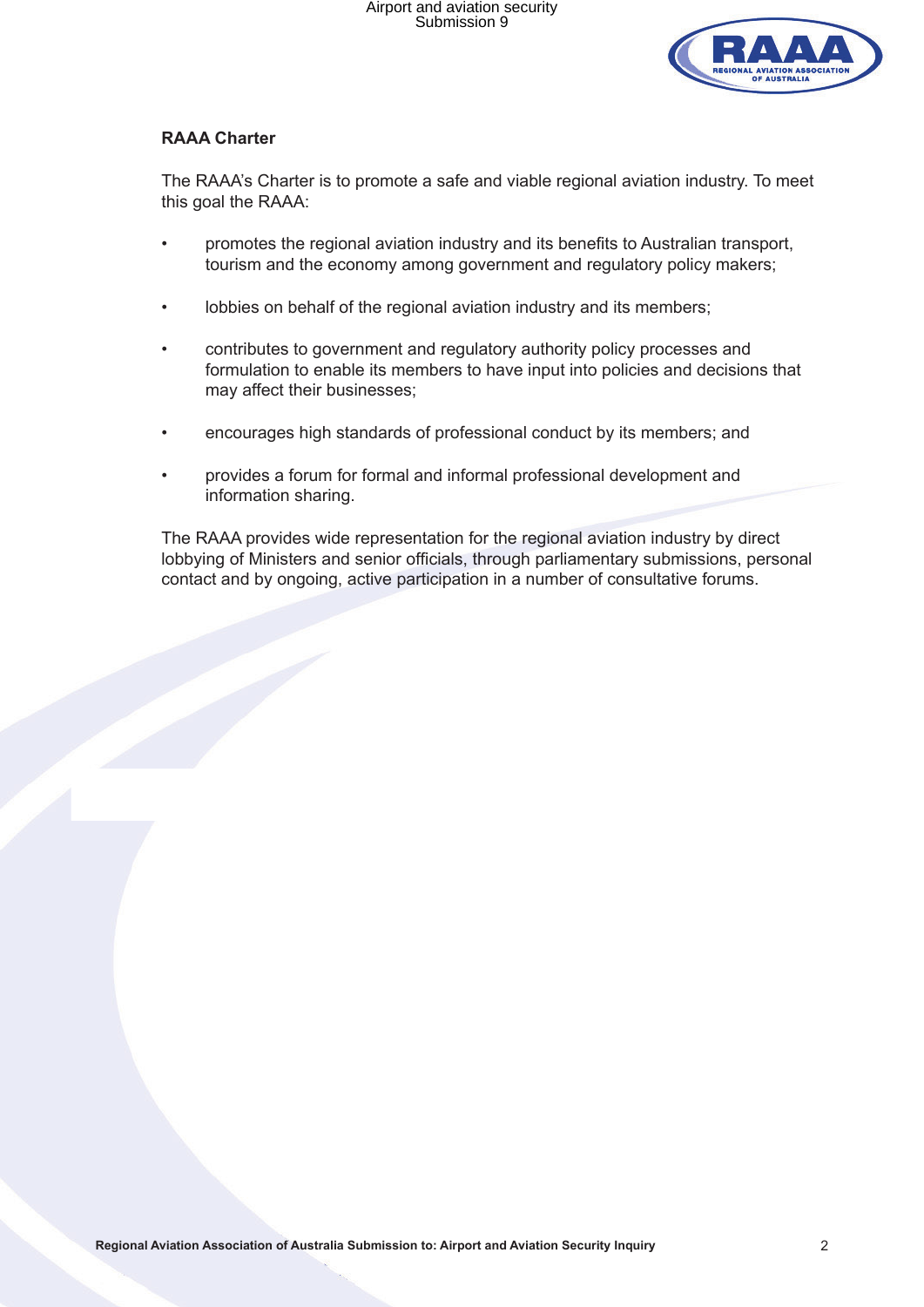## RAAA Charter

The RAAA's Charter is to promote a safe and viable regional aviation industry. To meet this goal the RAAA:

- promotes the regional aviation industry and its benefits to Australian transport, tourism and the economy among government and regulatory policy makers;
- lobbies on behalf of the regional aviation industry and its members;
- contributes to government and regulatory authority policy processes and formulation to enable its members to have input into policies and decisions that may affect their businesses;
- encourages high standards of professional conduct by its members; and
- provides a forum for formal and informal professional development and information sharing.

The RAAA provides wide representation for the regional aviation industry by direct lobbying of Ministers and senior officials, through parliamentary submissions, personal contact and by ongoing, active participation in a number of consultative forums.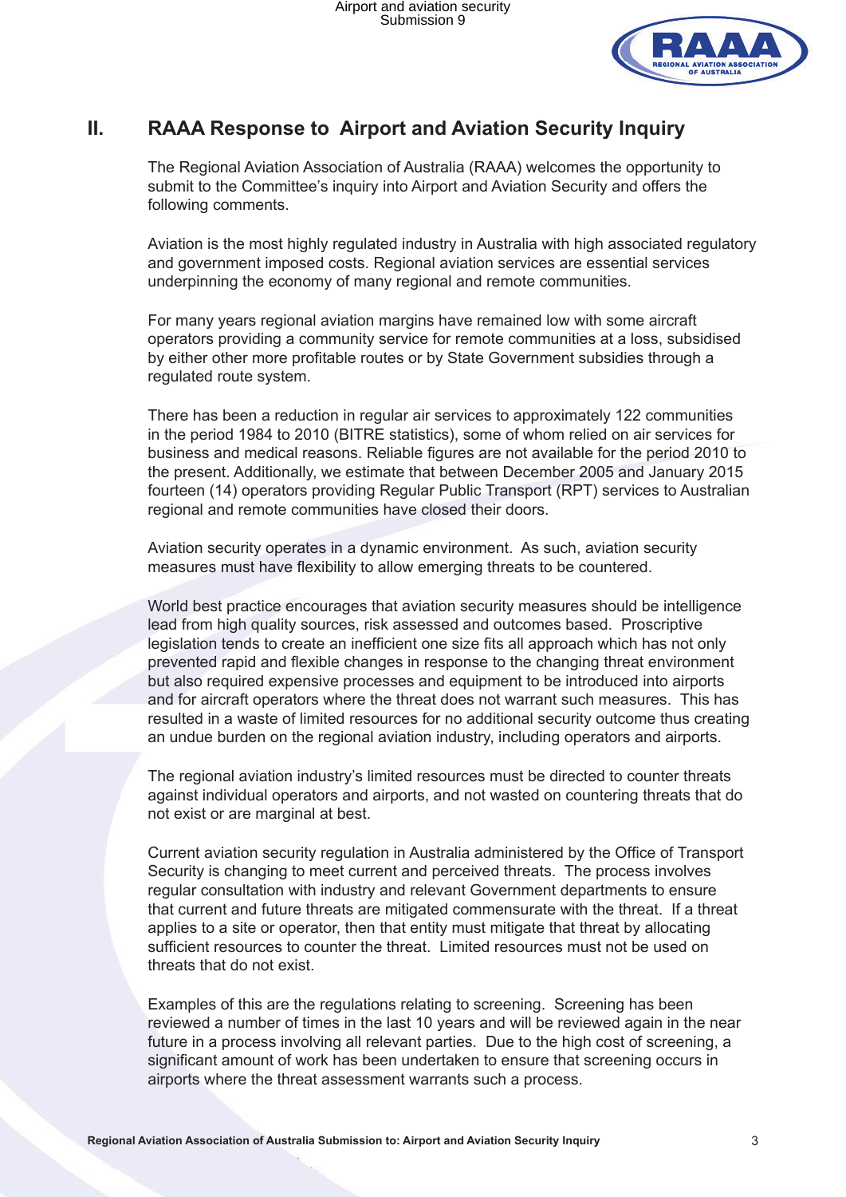## II. RAAA Response to Airport and Aviation Security Inquiry

The Regional Aviation Association of Australia (RAAA) welcomes the opportunity to submit to the Committee's inquiry into Airport and Aviation Security and offers the following comments.

Aviation is the most highly regulated industry in Australia with high associated regulatory and government imposed costs. Regional aviation services are essential services underpinning the economy of many regional and remote communities.

For many years regional aviation margins have remained low with some aircraft operators providing a community service for remote communities at a loss, subsidised by either other more profitable routes or by State Government subsidies through a regulated route system.

There has been a reduction in regular air services to approximately 122 communities in the period 1984 to 2010 (BITRE statistics), some of whom relied on air services for business and medical reasons. Reliable figures are not available for the period 2010 to the present. Additionally, we estimate that between December 2005 and January 2015 fourteen (14) operators providing Regular Public Transport (RPT) services to Australian regional and remote communities have closed their doors.

Aviation security operates in a dynamic environment. As such, aviation security measures must have flexibility to allow emerging threats to be countered.

World best practice encourages that aviation security measures should be intelligence lead from high quality sources, risk assessed and outcomes based. Proscriptive legislation tends to create an inefficient one size fits all approach which has not only prevented rapid and flexible changes in response to the changing threat environment but also required expensive processes and equipment to be introduced into airports and for aircraft operators where the threat does not warrant such measures. This has resulted in a waste of limited resources for no additional security outcome thus creating an undue burden on the regional aviation industry, including operators and airports.

The regional aviation industry's limited resources must be directed to counter threats against individual operators and airports, and not wasted on countering threats that do not exist or are marginal at best.

Current aviation security regulation in Australia administered by the Office of Transport Security is changing to meet current and perceived threats. The process involves regular consultation with industry and relevant Government departments to ensure that current and future threats are mitigated commensurate with the threat. If a threat applies to a site or operator, then that entity must mitigate that threat by allocating sufficient resources to counter the threat. Limited resources must not be used on threats that do not exist.

Examples of this are the regulations relating to screening. Screening has been reviewed a number of times in the last 10 years and will be reviewed again in the near future in a process involving all relevant parties. Due to the high cost of screening, a significant amount of work has been undertaken to ensure that screening occurs in airports where the threat assessment warrants such a process.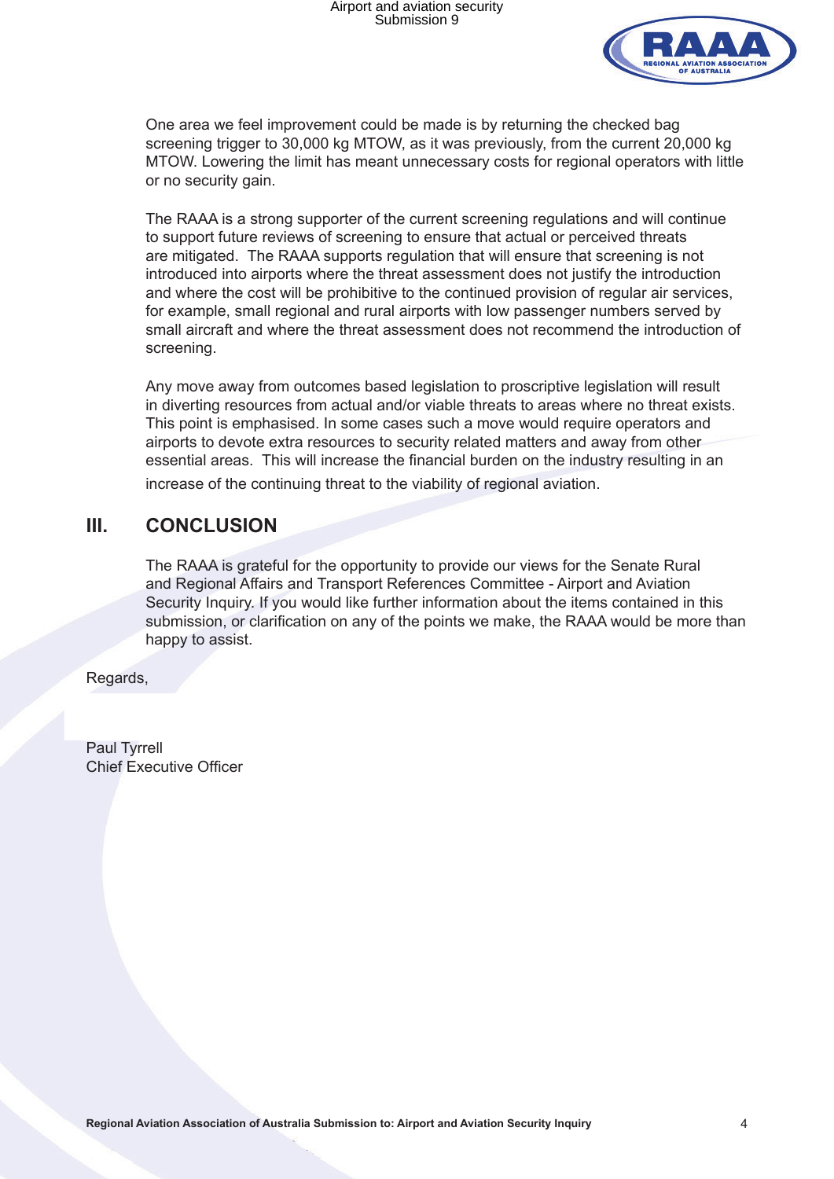One area we feel improvement could be made is by returning the checked bag screening trigger to 30,000 kg MTOW, as it was previously, from the current 20,000 kg MTOW. Lowering the limit has meant unnecessary costs for regional operators with little or no security gain.

The RAAA is a strong supporter of the current screening regulations and will continue to support future reviews of screening to ensure that actual or perceived threats are mitigated. The RAAA supports regulation that will ensure that screening is not introduced into airports where the threat assessment does not justify the introduction and where the cost will be prohibitive to the continued provision of regular air services, for example, small regional and rural airports with low passenger numbers served by small aircraft and where the threat assessment does not recommend the introduction of screening.

Any move away from outcomes based legislation to proscriptive legislation will result in diverting resources from actual and/or viable threats to areas where no threat exists. This point is emphasised. In some cases such a move would require operators and airports to devote extra resources to security related matters and away from other essential areas. This will increase the financial burden on the industry resulting in an increase of the continuing threat to the viability of regional aviation.

## III. CONCLUSION

The RAAA is grateful for the opportunity to provide our views for the Senate Rural and Regional Affairs and Transport References Committee - Airport and Aviation Security Inquiry. If you would like further information about the items contained in this submission, or clarification on any of the points we make, the RAAA would be more than happy to assist.

Regards,

Paul Tyrrell
Chief Executive Officer